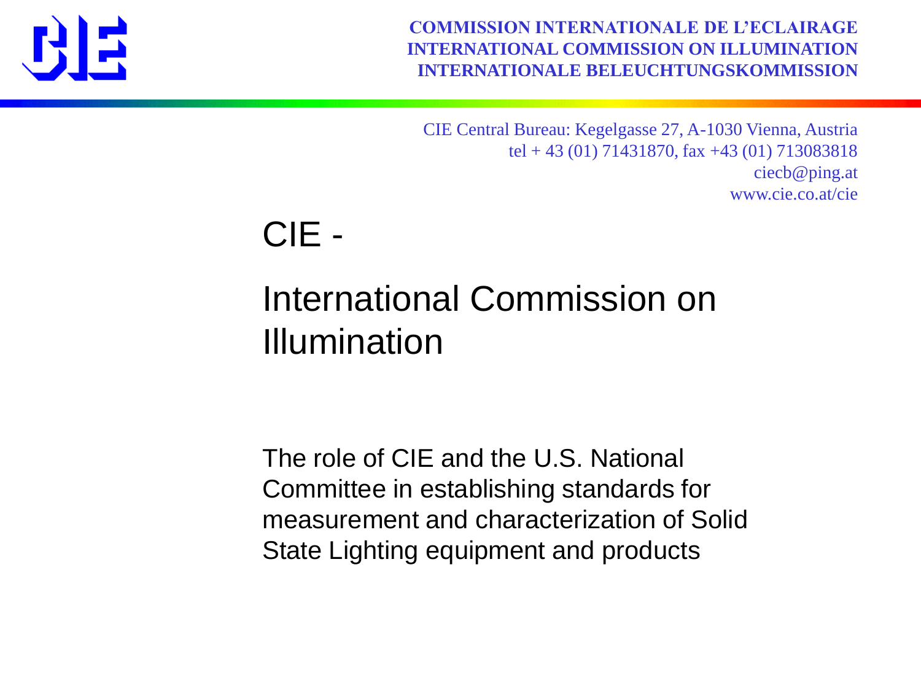**COMMISSION INTERNATIONALE DE L'ECLAIRAGE**
**INTERNATIONAL COMMISSION ON ILLUMINATION**
**INTERNATIONALE BELEUCHTUNGSKOMMISSION**

CIE Central Bureau: Kegelgasse 27, A-1030 Vienna, Austria
tel + 43 (01) 71431870, fax +43 (01) 713083818
ciecb@ping.at
www.cie.co.at/cie

# CIE -

# International Commission on Illumination

The role of CIE and the U.S. National Committee in establishing standards for measurement and characterization of Solid State Lighting equipment and products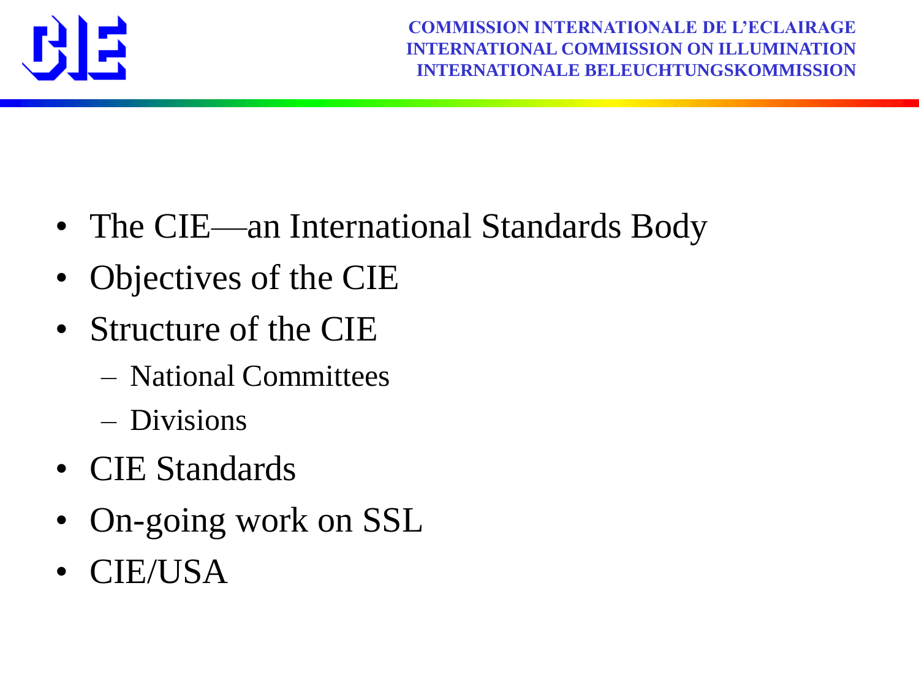- The CIE—an International Standards Body
- Objectives of the CIE
- Structure of the CIE
  - National Committees
  - Divisions
- CIE Standards
- On-going work on SSL
- CIE/USA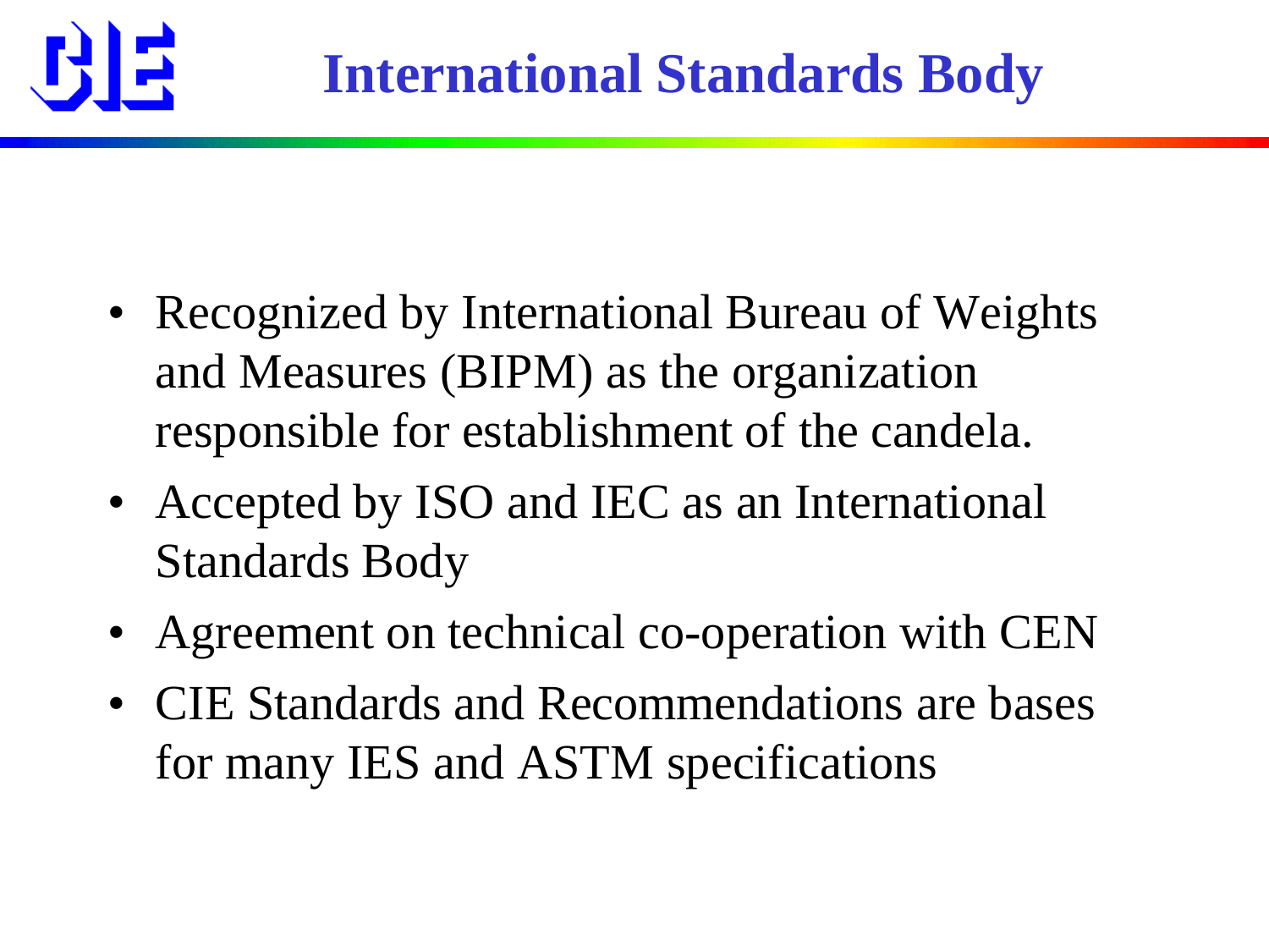# International Standards Body

- Recognized by International Bureau of Weights and Measures (BIPM) as the organization responsible for establishment of the candela.
- Accepted by ISO and IEC as an International Standards Body
- Agreement on technical co-operation with CEN
- CIE Standards and Recommendations are bases for many IES and ASTM specifications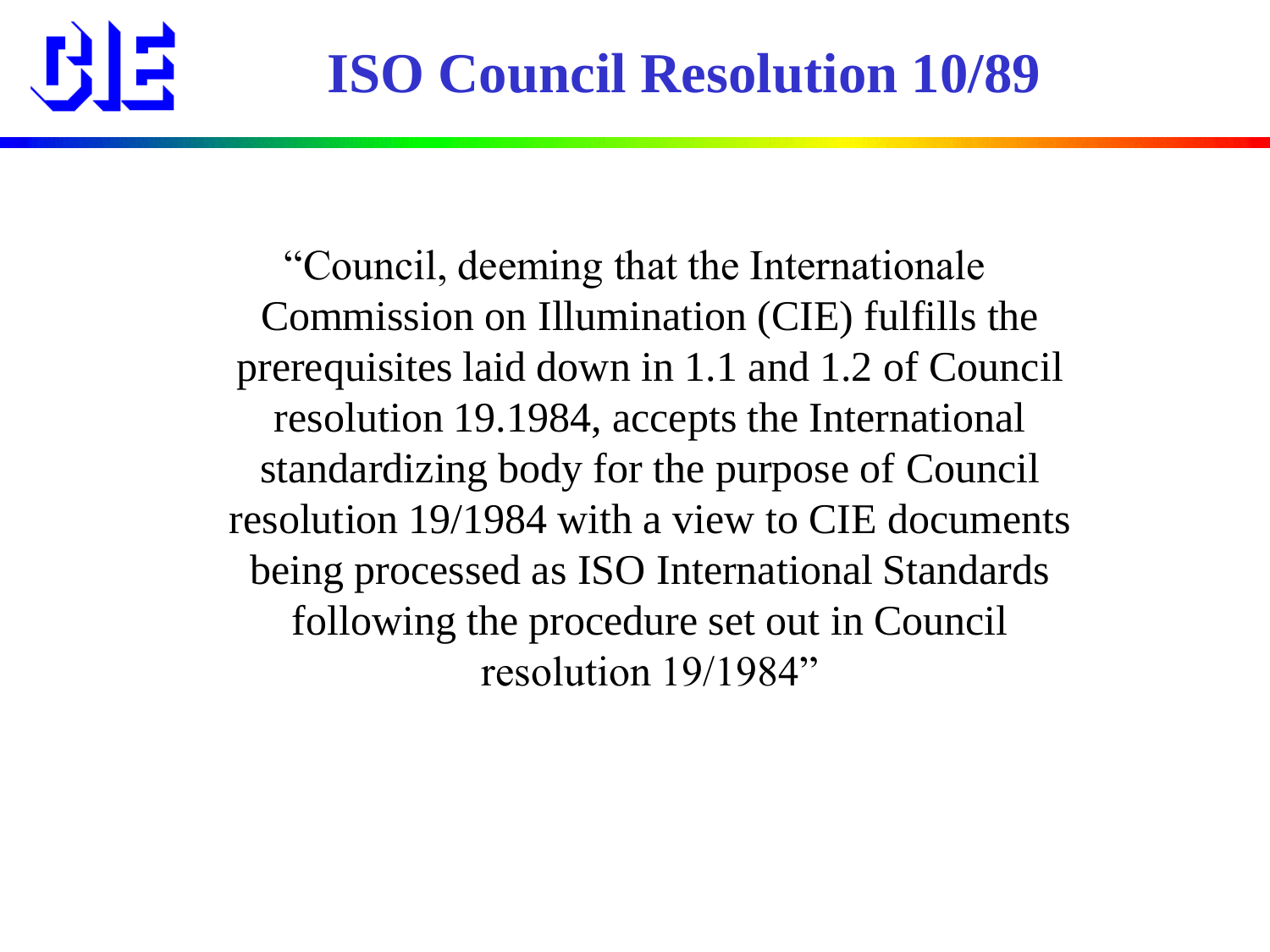# ISO Council Resolution 10/89

"Council, deeming that the Internationale Commission on Illumination (CIE) fulfills the prerequisites laid down in 1.1 and 1.2 of Council resolution 19.1984, accepts the International standardizing body for the purpose of Council resolution 19/1984 with a view to CIE documents being processed as ISO International Standards following the procedure set out in Council resolution 19/1984"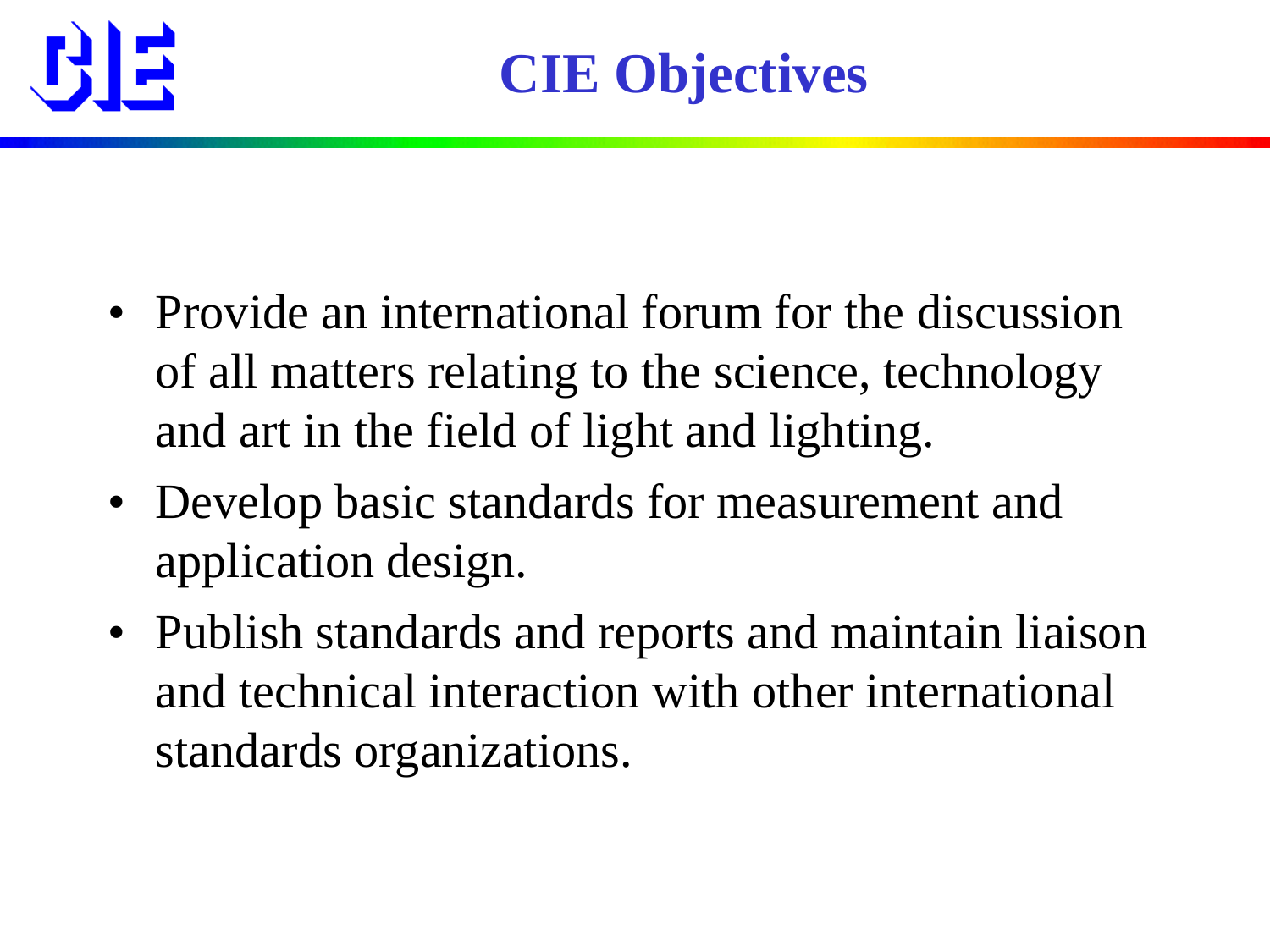# CIE Objectives

- Provide an international forum for the discussion of all matters relating to the science, technology and art in the field of light and lighting.
- Develop basic standards for measurement and application design.
- Publish standards and reports and maintain liaison and technical interaction with other international standards organizations.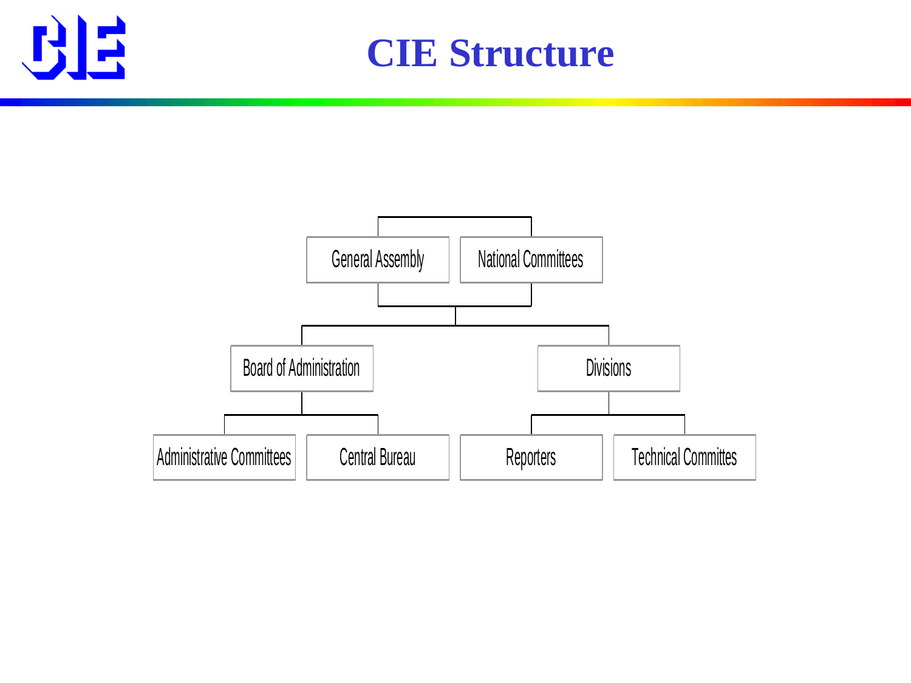# CIE Structure

- General Assembly
- National Committees
  - Board of Administration
    - Administrative Committees
    - Central Bureau
  - Divisions
    - Reporters
    - Technical Committes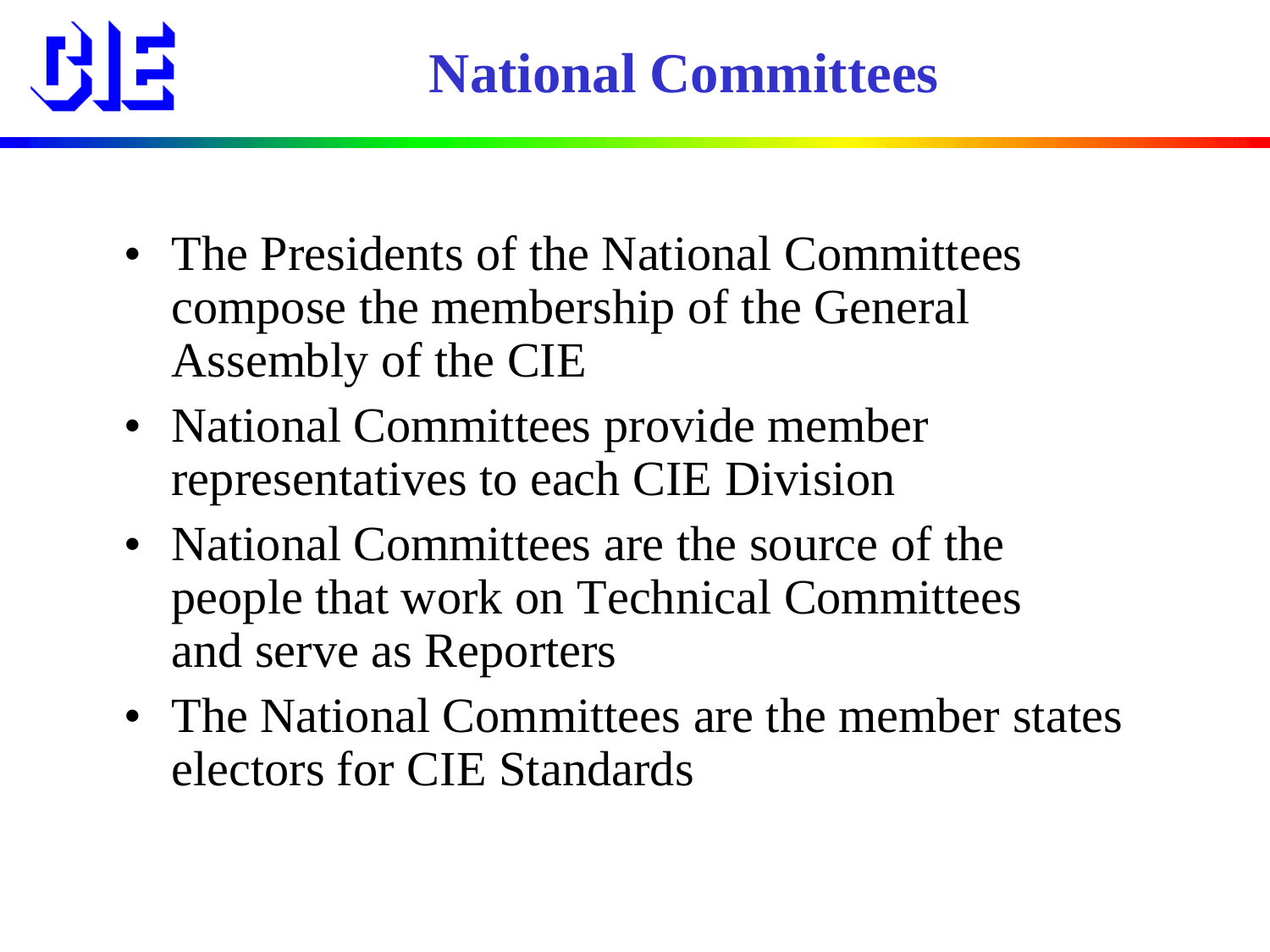# National Committees

- The Presidents of the National Committees compose the membership of the General Assembly of the CIE
- National Committees provide member representatives to each CIE Division
- National Committees are the source of the people that work on Technical Committees and serve as Reporters
- The National Committees are the member states electors for CIE Standards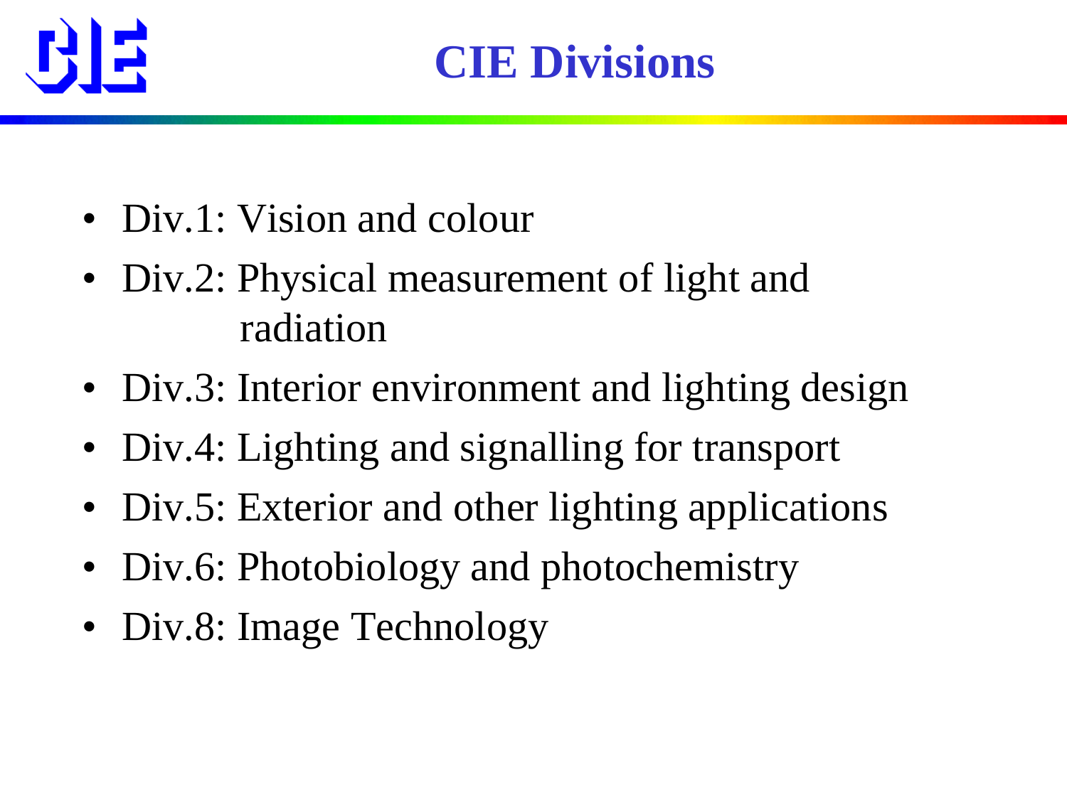# CIE Divisions

- Div.1: Vision and colour
- Div.2: Physical measurement of light and radiation
- Div.3: Interior environment and lighting design
- Div.4: Lighting and signalling for transport
- Div.5: Exterior and other lighting applications
- Div.6: Photobiology and photochemistry
- Div.8: Image Technology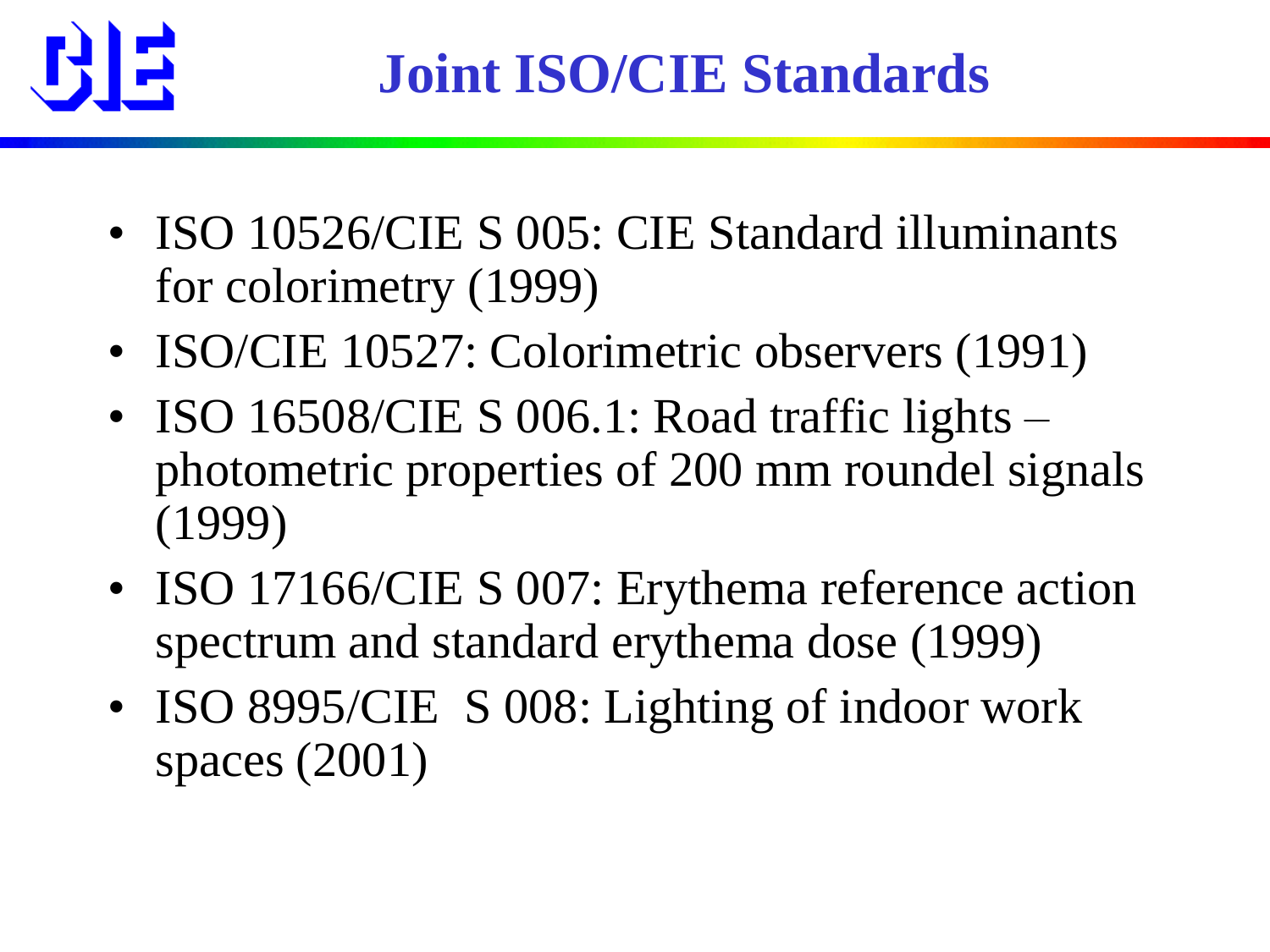# Joint ISO/CIE Standards

- ISO 10526/CIE S 005: CIE Standard illuminants for colorimetry (1999)
- ISO/CIE 10527: Colorimetric observers (1991)
- ISO 16508/CIE S 006.1: Road traffic lights – photometric properties of 200 mm roundel signals (1999)
- ISO 17166/CIE S 007: Erythema reference action spectrum and standard erythema dose (1999)
- ISO 8995/CIE  S 008: Lighting of indoor work spaces (2001)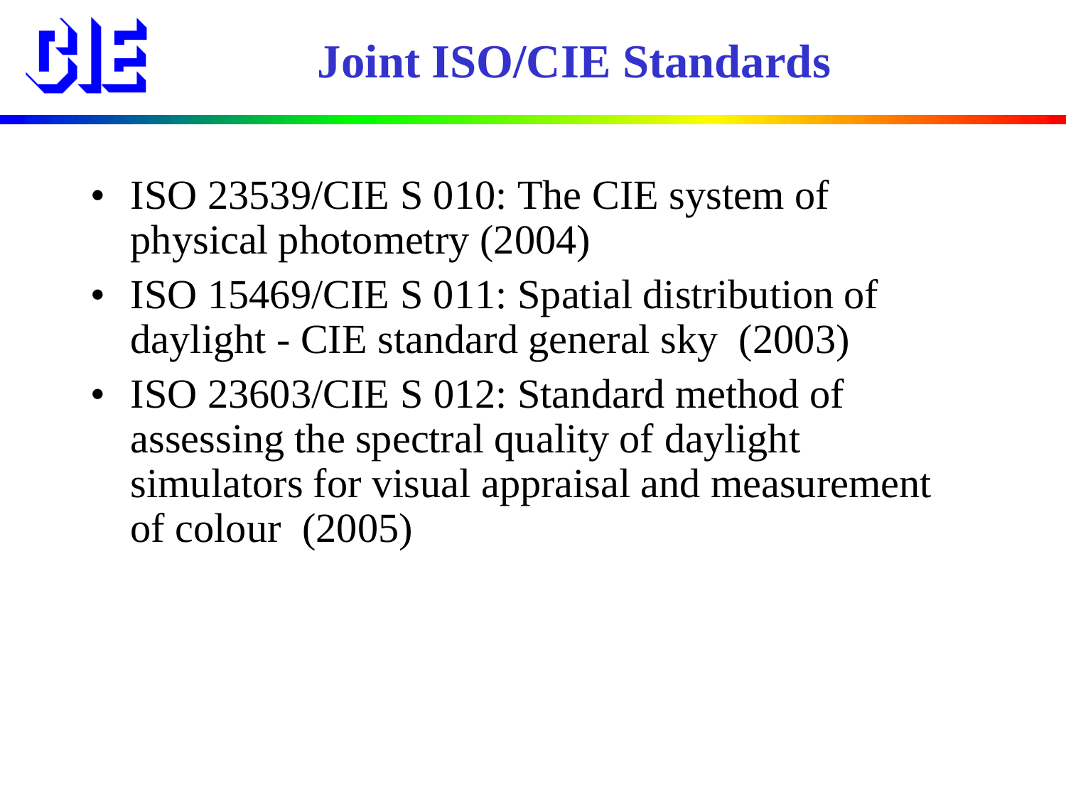# Joint ISO/CIE Standards

- ISO 23539/CIE S 010: The CIE system of physical photometry (2004)
- ISO 15469/CIE S 011: Spatial distribution of daylight - CIE standard general sky (2003)
- ISO 23603/CIE S 012: Standard method of assessing the spectral quality of daylight simulators for visual appraisal and measurement of colour (2005)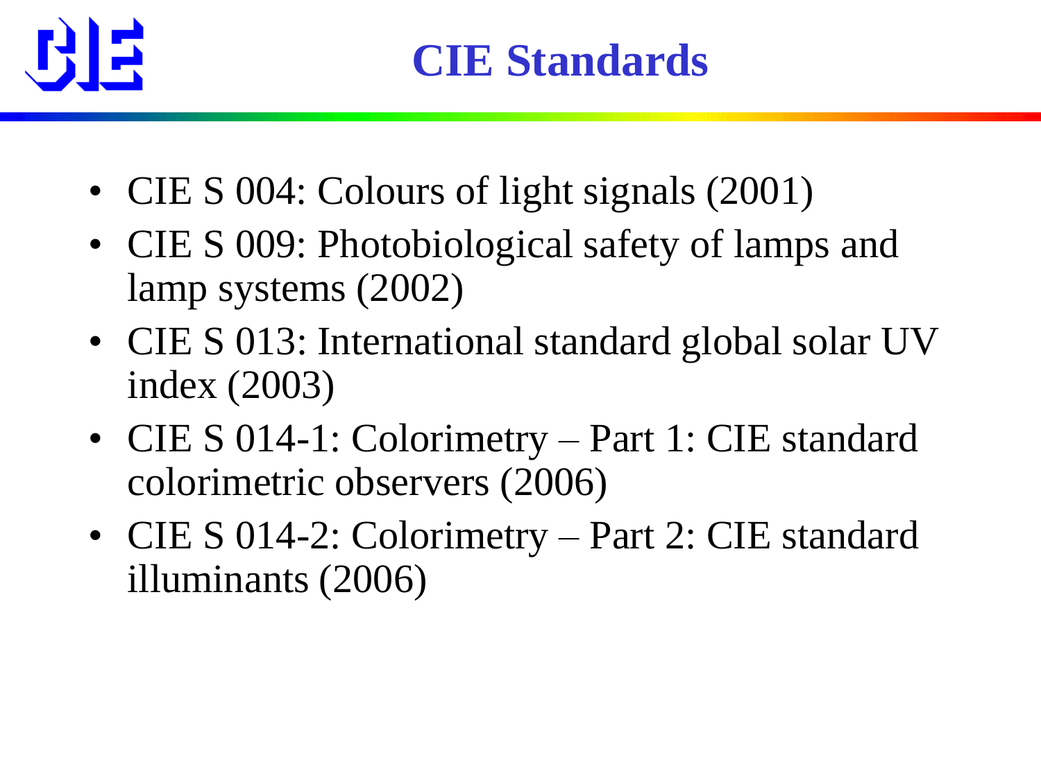# CIE Standards

- CIE S 004: Colours of light signals (2001)
- CIE S 009: Photobiological safety of lamps and lamp systems (2002)
- CIE S 013: International standard global solar UV index (2003)
- CIE S 014-1: Colorimetry – Part 1: CIE standard colorimetric observers (2006)
- CIE S 014-2: Colorimetry – Part 2: CIE standard illuminants (2006)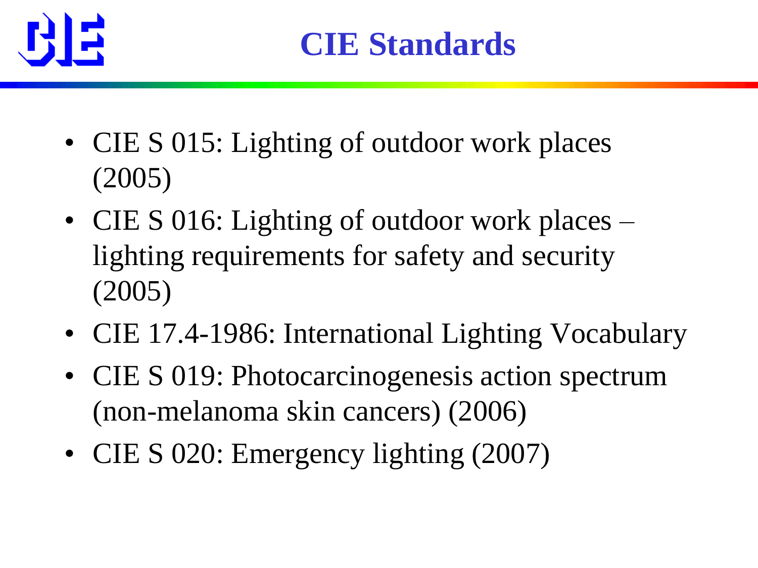# CIE Standards

- CIE S 015: Lighting of outdoor work places (2005)
- CIE S 016: Lighting of outdoor work places – lighting requirements for safety and security (2005)
- CIE 17.4-1986: International Lighting Vocabulary
- CIE S 019: Photocarcinogenesis action spectrum (non-melanoma skin cancers) (2006)
- CIE S 020: Emergency lighting (2007)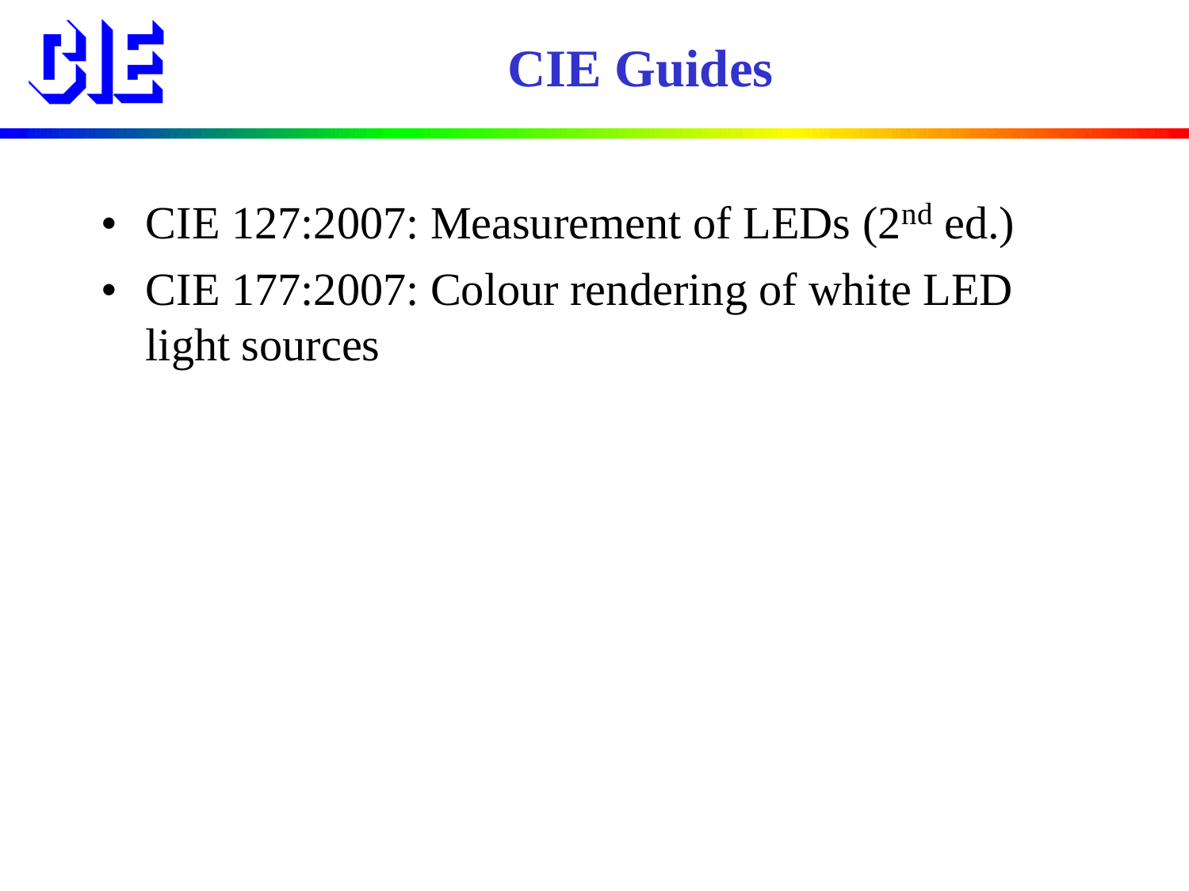# CIE Guides

- CIE 127:2007: Measurement of LEDs (2nd ed.)
- CIE 177:2007: Colour rendering of white LED light sources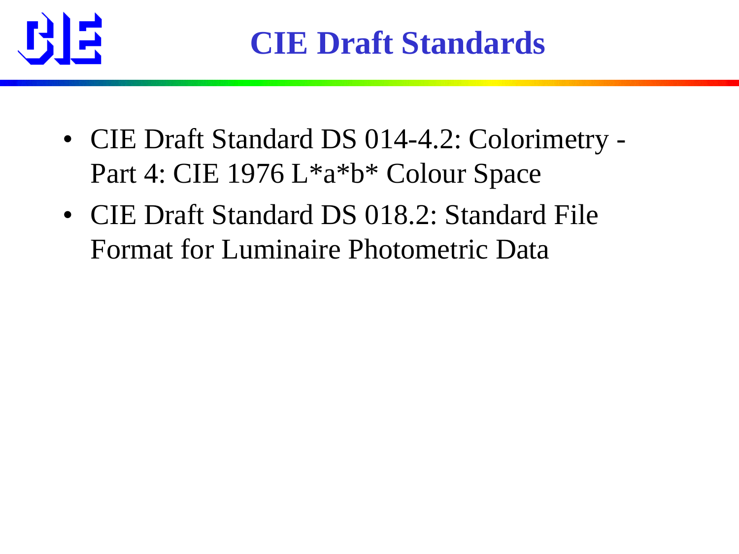# CIE Draft Standards

- CIE Draft Standard DS 014-4.2: Colorimetry - Part 4: CIE 1976 L*a*b* Colour Space
- CIE Draft Standard DS 018.2: Standard File Format for Luminaire Photometric Data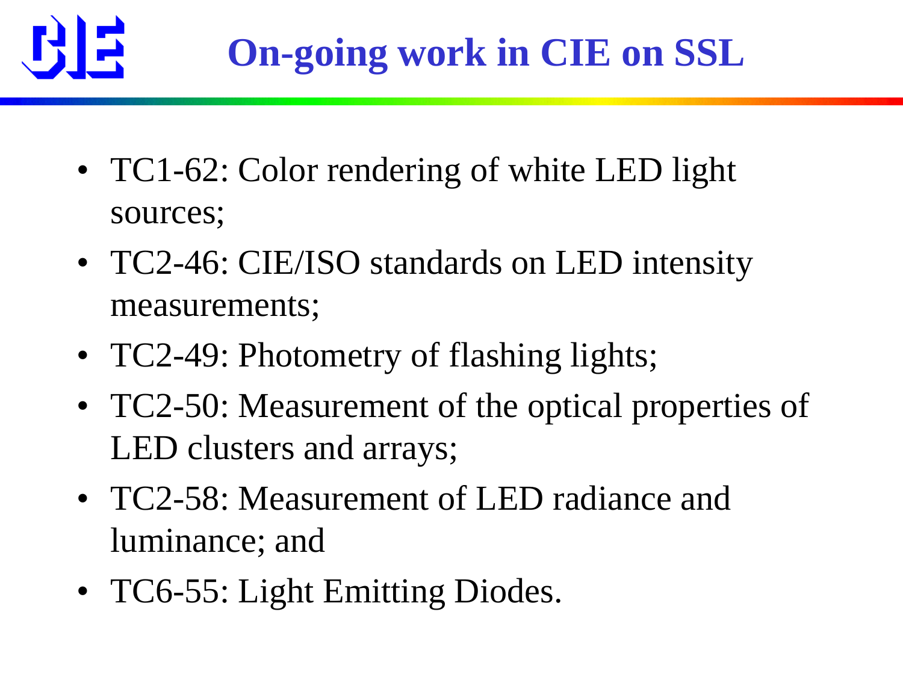# On-going work in CIE on SSL

- TC1-62: Color rendering of white LED light sources;
- TC2-46: CIE/ISO standards on LED intensity measurements;
- TC2-49: Photometry of flashing lights;
- TC2-50: Measurement of the optical properties of LED clusters and arrays;
- TC2-58: Measurement of LED radiance and luminance; and
- TC6-55: Light Emitting Diodes.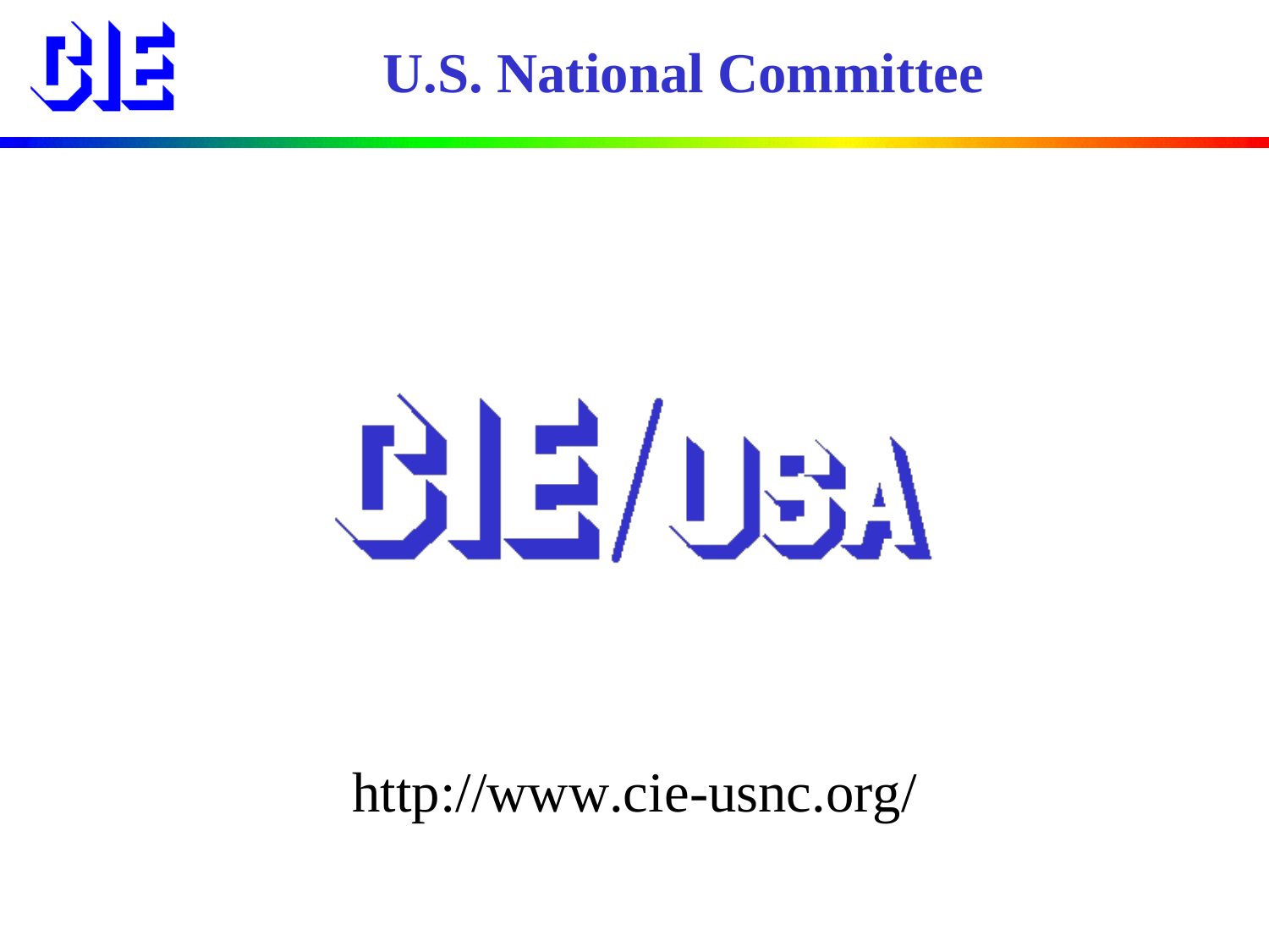# U.S. National Committee

CIE/USA

http://www.cie-usnc.org/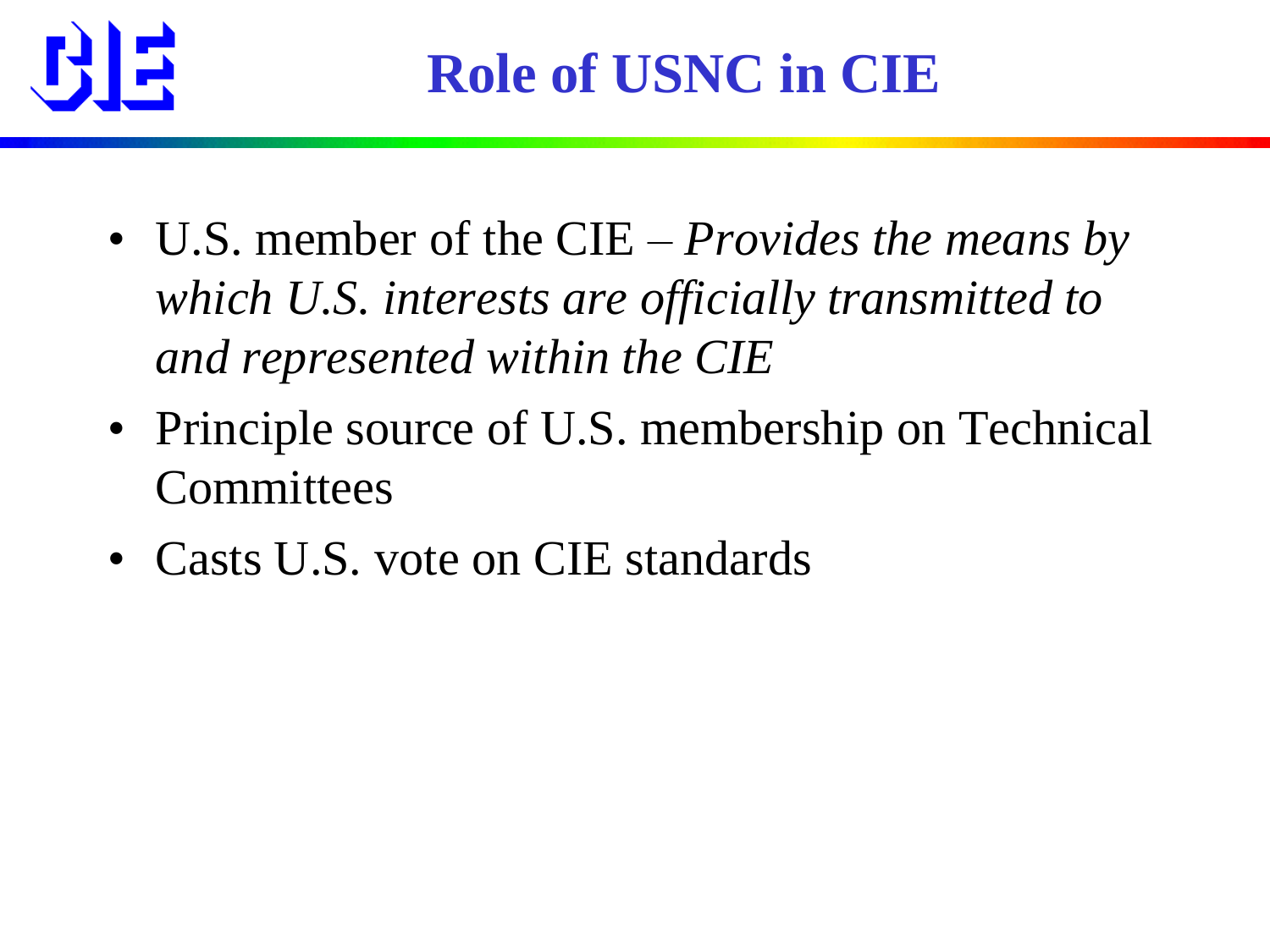# Role of USNC in CIE

- U.S. member of the CIE – *Provides the means by which U.S. interests are officially transmitted to and represented within the CIE*
- Principle source of U.S. membership on Technical Committees
- Casts U.S. vote on CIE standards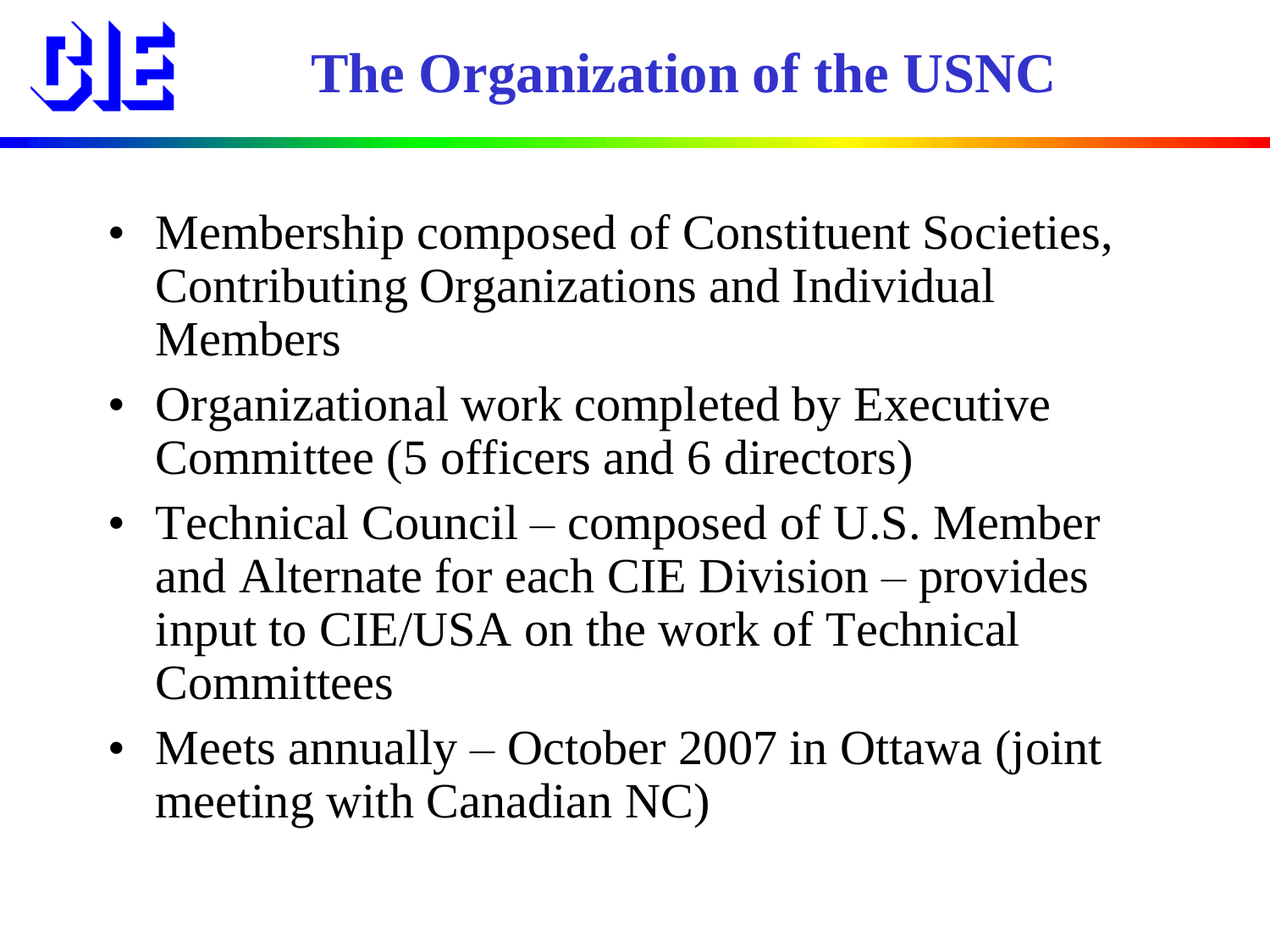# The Organization of the USNC

- Membership composed of Constituent Societies, Contributing Organizations and Individual Members
- Organizational work completed by Executive Committee (5 officers and 6 directors)
- Technical Council – composed of U.S. Member and Alternate for each CIE Division – provides input to CIE/USA on the work of Technical Committees
- Meets annually – October 2007 in Ottawa (joint meeting with Canadian NC)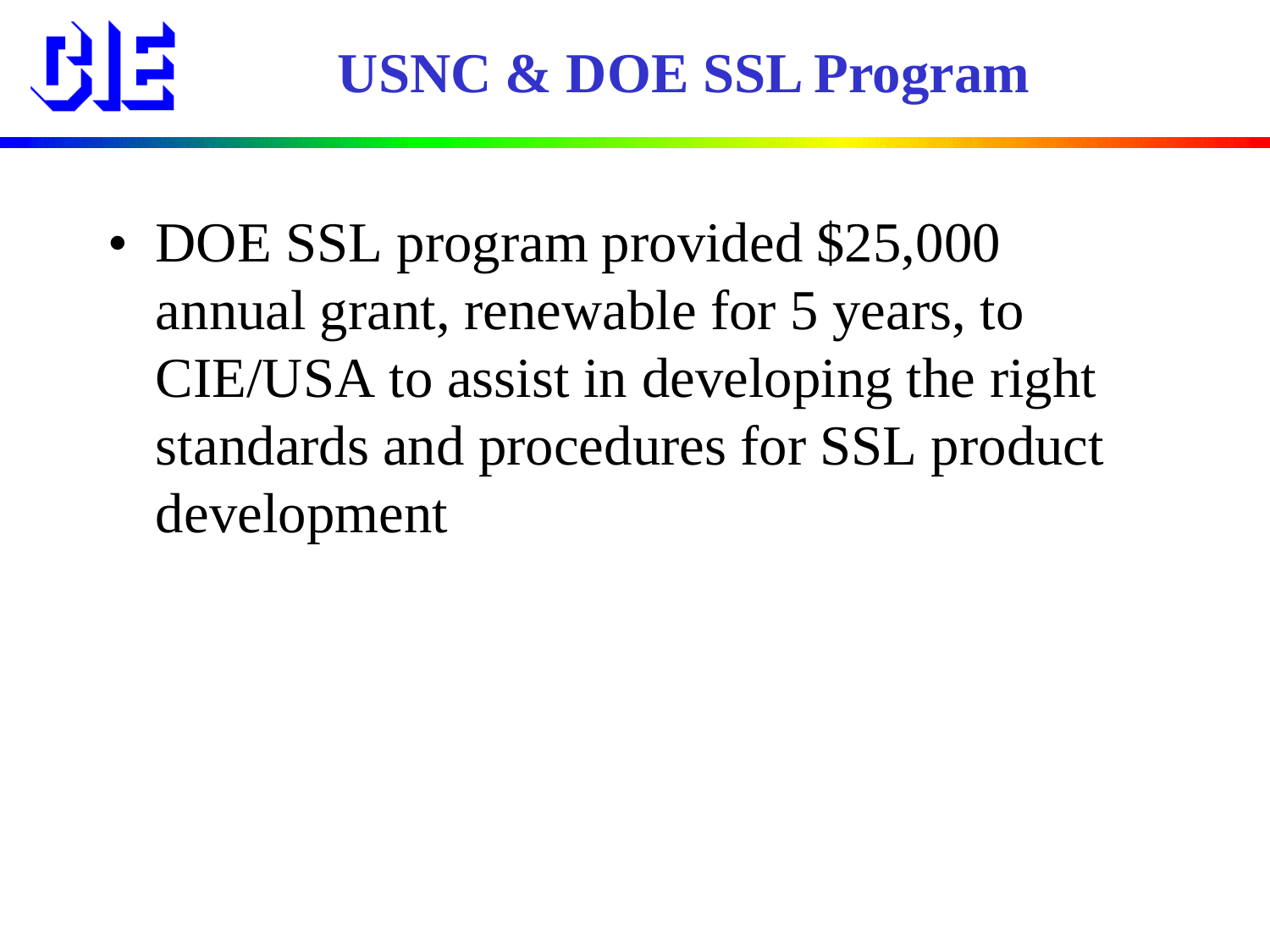# USNC & DOE SSL Program

- DOE SSL program provided $25,000 annual grant, renewable for 5 years, to CIE/USA to assist in developing the right standards and procedures for SSL product development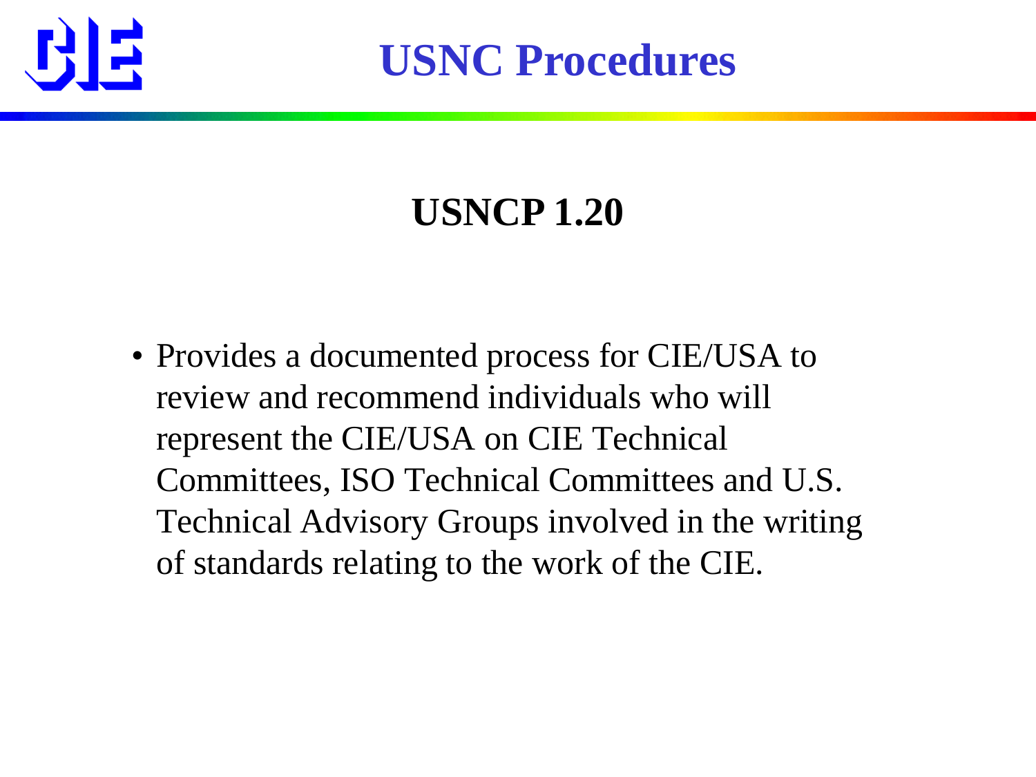# USNC Procedures

## USNCP 1.20

- Provides a documented process for CIE/USA to review and recommend individuals who will represent the CIE/USA on CIE Technical Committees, ISO Technical Committees and U.S. Technical Advisory Groups involved in the writing of standards relating to the work of the CIE.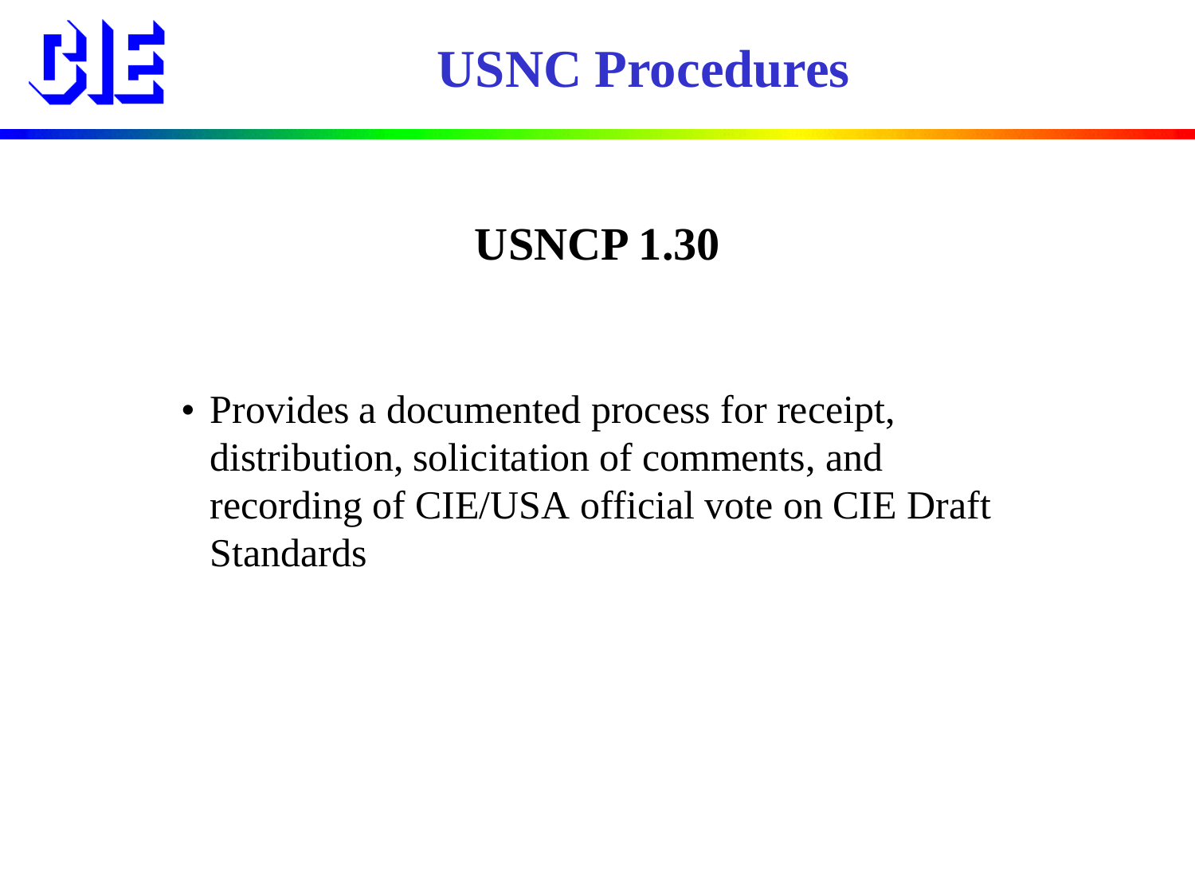# USNC Procedures

## USNCP 1.30

- Provides a documented process for receipt, distribution, solicitation of comments, and recording of CIE/USA official vote on CIE Draft Standards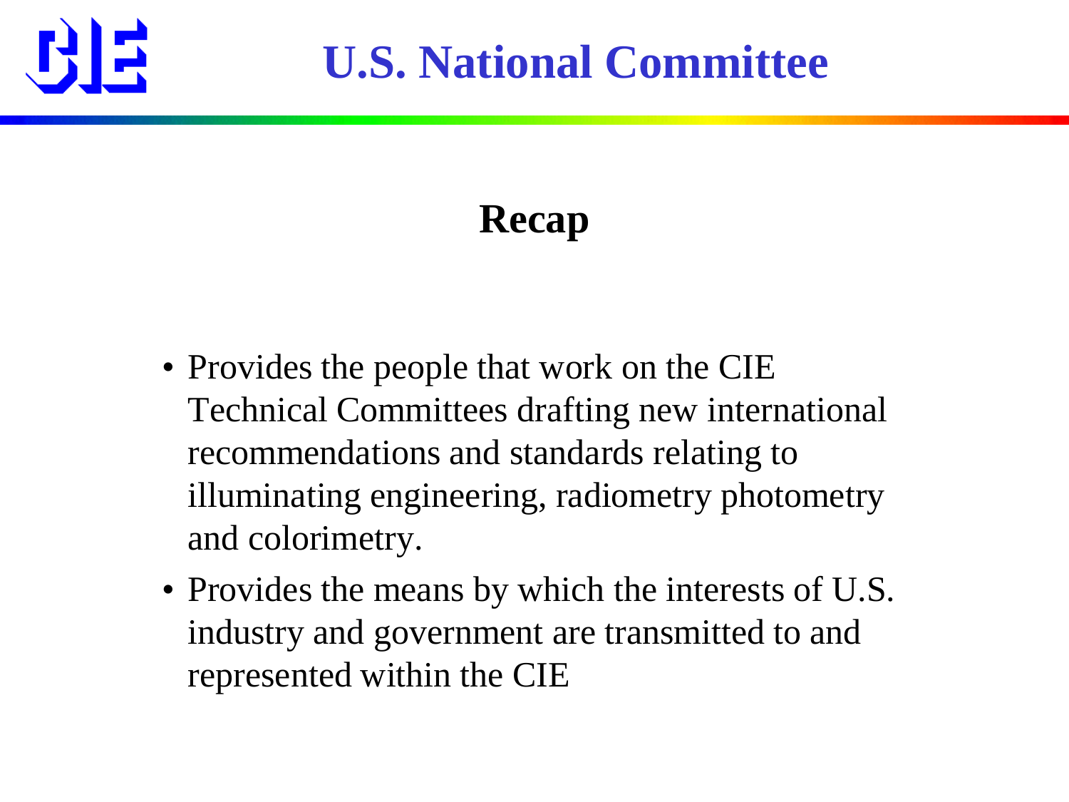# U.S. National Committee

## Recap

- Provides the people that work on the CIE Technical Committees drafting new international recommendations and standards relating to illuminating engineering, radiometry photometry and colorimetry.
- Provides the means by which the interests of U.S. industry and government are transmitted to and represented within the CIE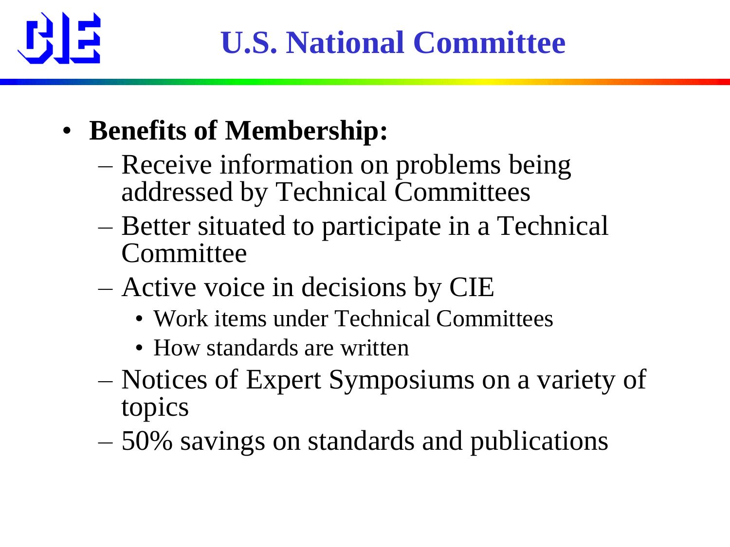# U.S. National Committee

- **Benefits of Membership:**
  - Receive information on problems being addressed by Technical Committees
  - Better situated to participate in a Technical Committee
  - Active voice in decisions by CIE
    - Work items under Technical Committees
    - How standards are written
  - Notices of Expert Symposiums on a variety of topics
  - 50% savings on standards and publications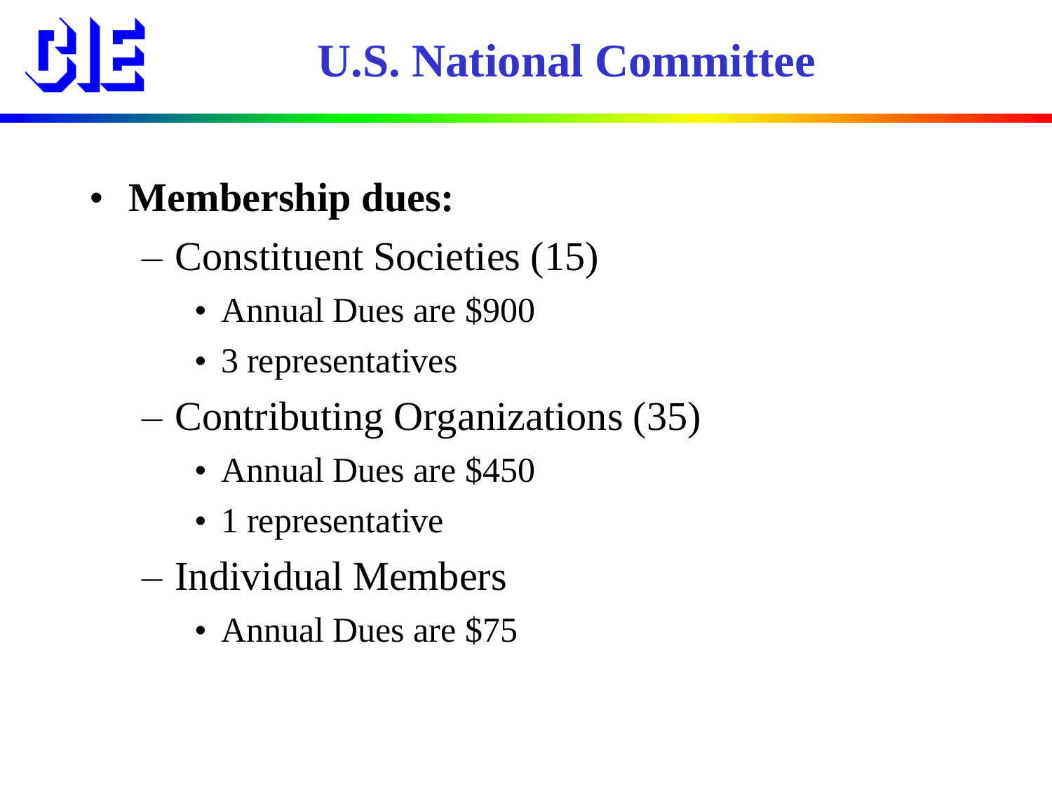# U.S. National Committee

- **Membership dues:**
  - Constituent Societies (15)
    - Annual Dues are $900
    - 3 representatives
  - Contributing Organizations (35)
    - Annual Dues are $450
    - 1 representative
  - Individual Members
    - Annual Dues are $75